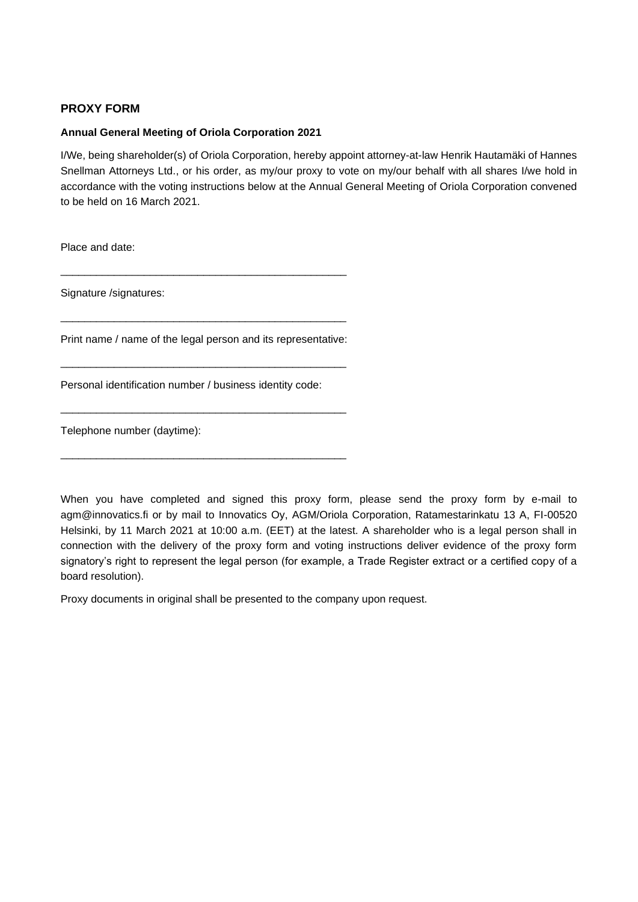## PROXY FORM

**Annual General Meeting of Oriola Corporation 2021**

I/We, being shareholder(s) of Oriola Corporation, hereby appoint attorney-at-law Henrik Hautamäki of Hannes Snellman Attorneys Ltd., or his order, as my/our proxy to vote on my/our behalf with all shares I/we hold in accordance with the voting instructions below at the Annual General Meeting of Oriola Corporation convened to be held on 16 March 2021.

Place and date:

\_\_\_\_\_\_\_\_\_\_\_\_\_\_\_\_\_\_\_\_\_\_\_\_\_\_\_\_\_\_\_\_\_\_\_\_\_\_\_\_\_\_\_\_\_\_\_\_

Signature /signatures:

\_\_\_\_\_\_\_\_\_\_\_\_\_\_\_\_\_\_\_\_\_\_\_\_\_\_\_\_\_\_\_\_\_\_\_\_\_\_\_\_\_\_\_\_\_\_\_\_

Print name / name of the legal person and its representative:

\_\_\_\_\_\_\_\_\_\_\_\_\_\_\_\_\_\_\_\_\_\_\_\_\_\_\_\_\_\_\_\_\_\_\_\_\_\_\_\_\_\_\_\_\_\_\_\_

Personal identification number / business identity code:

\_\_\_\_\_\_\_\_\_\_\_\_\_\_\_\_\_\_\_\_\_\_\_\_\_\_\_\_\_\_\_\_\_\_\_\_\_\_\_\_\_\_\_\_\_\_\_\_

Telephone number (daytime):

\_\_\_\_\_\_\_\_\_\_\_\_\_\_\_\_\_\_\_\_\_\_\_\_\_\_\_\_\_\_\_\_\_\_\_\_\_\_\_\_\_\_\_\_\_\_\_\_

When you have completed and signed this proxy form, please send the proxy form by e-mail to agm@innovatics.fi or by mail to Innovatics Oy, AGM/Oriola Corporation, Ratamestarinkatu 13 A, FI-00520 Helsinki, by 11 March 2021 at 10:00 a.m. (EET) at the latest. A shareholder who is a legal person shall in connection with the delivery of the proxy form and voting instructions deliver evidence of the proxy form signatory's right to represent the legal person (for example, a Trade Register extract or a certified copy of a board resolution).

Proxy documents in original shall be presented to the company upon request.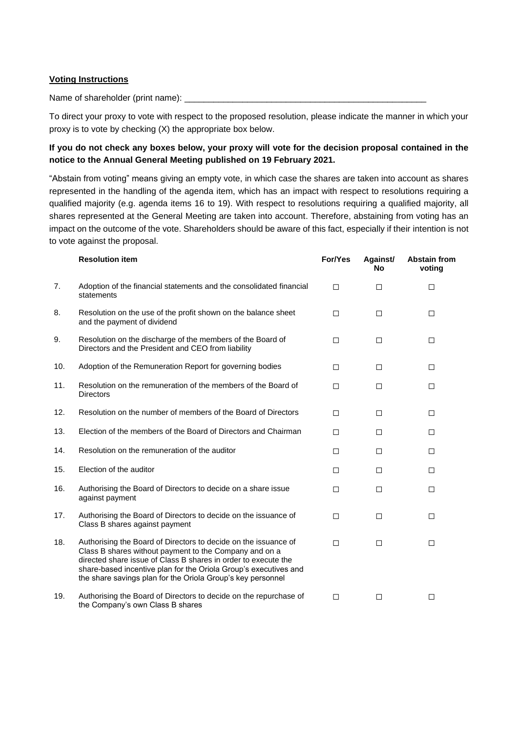**Voting Instructions**

Name of shareholder (print name): ___________________________________________________

To direct your proxy to vote with respect to the proposed resolution, please indicate the manner in which your proxy is to vote by checking (X) the appropriate box below.

**If you do not check any boxes below, your proxy will vote for the decision proposal contained in the notice to the Annual General Meeting published on 19 February 2021.**

"Abstain from voting" means giving an empty vote, in which case the shares are taken into account as shares represented in the handling of the agenda item, which has an impact with respect to resolutions requiring a qualified majority (e.g. agenda items 16 to 19). With respect to resolutions requiring a qualified majority, all shares represented at the General Meeting are taken into account. Therefore, abstaining from voting has an impact on the outcome of the vote. Shareholders should be aware of this fact, especially if their intention is not to vote against the proposal.

| | Resolution item | For/Yes | Against/ No | Abstain from voting |
|---|---|---|---|---|
| 7. | Adoption of the financial statements and the consolidated financial statements | ☐ | ☐ | ☐ |
| 8. | Resolution on the use of the profit shown on the balance sheet and the payment of dividend | ☐ | ☐ | ☐ |
| 9. | Resolution on the discharge of the members of the Board of Directors and the President and CEO from liability | ☐ | ☐ | ☐ |
| 10. | Adoption of the Remuneration Report for governing bodies | ☐ | ☐ | ☐ |
| 11. | Resolution on the remuneration of the members of the Board of Directors | ☐ | ☐ | ☐ |
| 12. | Resolution on the number of members of the Board of Directors | ☐ | ☐ | ☐ |
| 13. | Election of the members of the Board of Directors and Chairman | ☐ | ☐ | ☐ |
| 14. | Resolution on the remuneration of the auditor | ☐ | ☐ | ☐ |
| 15. | Election of the auditor | ☐ | ☐ | ☐ |
| 16. | Authorising the Board of Directors to decide on a share issue against payment | ☐ | ☐ | ☐ |
| 17. | Authorising the Board of Directors to decide on the issuance of Class B shares against payment | ☐ | ☐ | ☐ |
| 18. | Authorising the Board of Directors to decide on the issuance of Class B shares without payment to the Company and on a directed share issue of Class B shares in order to execute the share-based incentive plan for the Oriola Group's executives and the share savings plan for the Oriola Group's key personnel | ☐ | ☐ | ☐ |
| 19. | Authorising the Board of Directors to decide on the repurchase of the Company's own Class B shares | ☐ | ☐ | ☐ |